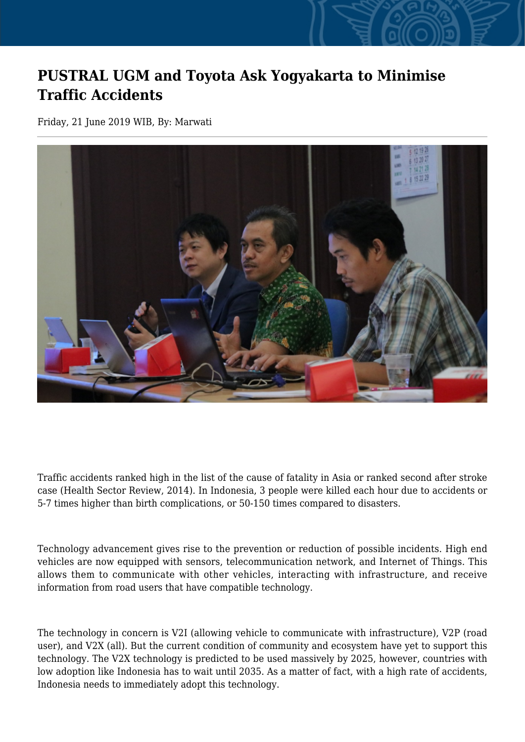# PUSTRAL UGM and Toyota Ask Yogyakarta to Minimise Traffic Accidents

Friday, 21 June 2019 WIB, By: Marwati

Traffic accidents ranked high in the list of the cause of fatality in Asia or ranked second after stroke case (Health Sector Review, 2014). In Indonesia, 3 people were killed each hour due to accidents or 5-7 times higher than birth complications, or 50-150 times compared to disasters.

Technology advancement gives rise to the prevention or reduction of possible incidents. High end vehicles are now equipped with sensors, telecommunication network, and Internet of Things. This allows them to communicate with other vehicles, interacting with infrastructure, and receive information from road users that have compatible technology.

The technology in concern is V2I (allowing vehicle to communicate with infrastructure), V2P (road user), and V2X (all). But the current condition of community and ecosystem have yet to support this technology. The V2X technology is predicted to be used massively by 2025, however, countries with low adoption like Indonesia has to wait until 2035. As a matter of fact, with a high rate of accidents, Indonesia needs to immediately adopt this technology.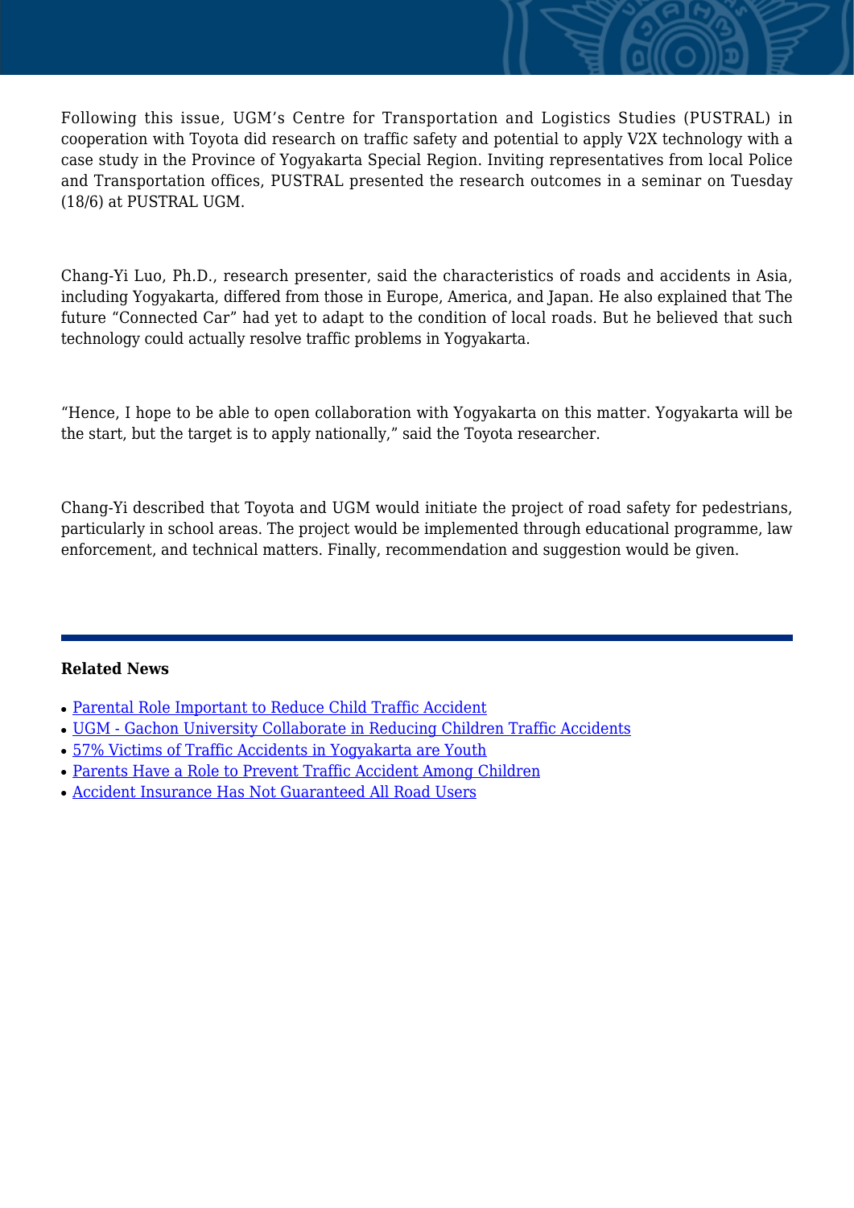Following this issue, UGM's Centre for Transportation and Logistics Studies (PUSTRAL) in cooperation with Toyota did research on traffic safety and potential to apply V2X technology with a case study in the Province of Yogyakarta Special Region. Inviting representatives from local Police and Transportation offices, PUSTRAL presented the research outcomes in a seminar on Tuesday (18/6) at PUSTRAL UGM.

Chang-Yi Luo, Ph.D., research presenter, said the characteristics of roads and accidents in Asia, including Yogyakarta, differed from those in Europe, America, and Japan. He also explained that The future "Connected Car" had yet to adapt to the condition of local roads. But he believed that such technology could actually resolve traffic problems in Yogyakarta.

"Hence, I hope to be able to open collaboration with Yogyakarta on this matter. Yogyakarta will be the start, but the target is to apply nationally," said the Toyota researcher.

Chang-Yi described that Toyota and UGM would initiate the project of road safety for pedestrians, particularly in school areas. The project would be implemented through educational programme, law enforcement, and technical matters. Finally, recommendation and suggestion would be given.

---

**Related News**

- Parental Role Important to Reduce Child Traffic Accident
- UGM - Gachon University Collaborate in Reducing Children Traffic Accidents
- 57% Victims of Traffic Accidents in Yogyakarta are Youth
- Parents Have a Role to Prevent Traffic Accident Among Children
- Accident Insurance Has Not Guaranteed All Road Users